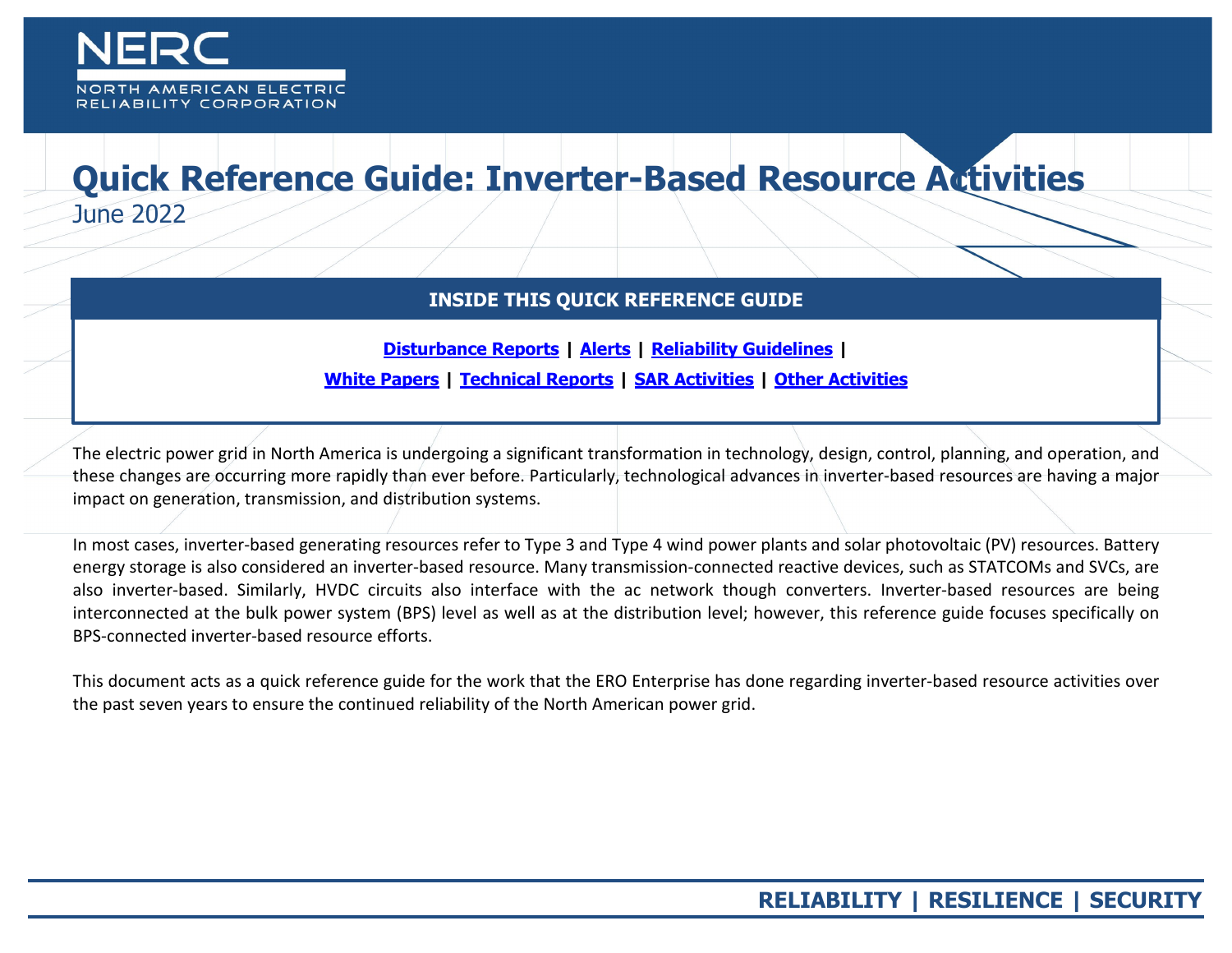NERC

NORTH AMERICAN ELECTRIC RELIABILITY CORPORATION

# Quick Reference Guide: Inverter-Based Resource Activities

June 2022

## INSIDE THIS QUICK REFERENCE GUIDE

**Disturbance Reports** | **Alerts** | **Reliability Guidelines** |
**White Papers** | **Technical Reports** | **SAR Activities** | **Other Activities**

The electric power grid in North America is undergoing a significant transformation in technology, design, control, planning, and operation, and these changes are occurring more rapidly than ever before. Particularly, technological advances in inverter-based resources are having a major impact on generation, transmission, and distribution systems.

In most cases, inverter-based generating resources refer to Type 3 and Type 4 wind power plants and solar photovoltaic (PV) resources. Battery energy storage is also considered an inverter-based resource. Many transmission-connected reactive devices, such as STATCOMs and SVCs, are also inverter-based. Similarly, HVDC circuits also interface with the ac network though converters. Inverter-based resources are being interconnected at the bulk power system (BPS) level as well as at the distribution level; however, this reference guide focuses specifically on BPS-connected inverter-based resource efforts.

This document acts as a quick reference guide for the work that the ERO Enterprise has done regarding inverter-based resource activities over the past seven years to ensure the continued reliability of the North American power grid.

**RELIABILITY | RESILIENCE | SECURITY**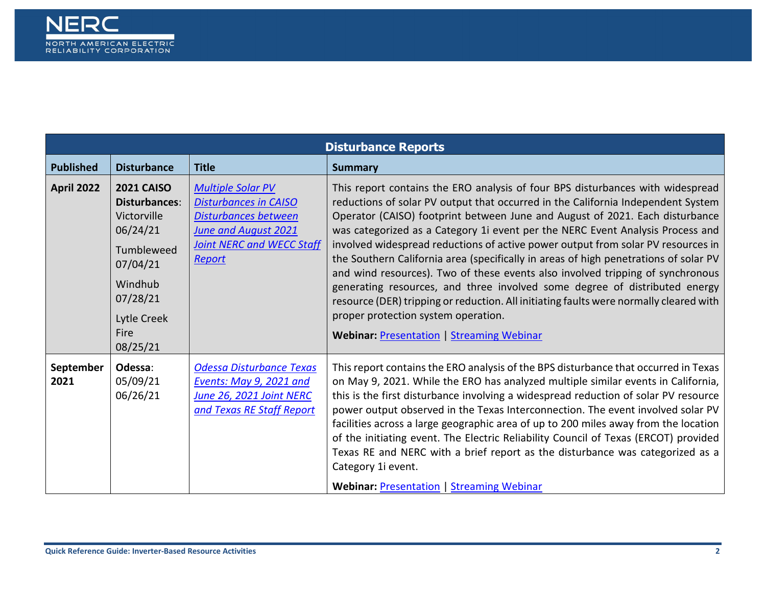| Disturbance Reports | | | |
|---|---|---|---|
| **Published** | **Disturbance** | **Title** | **Summary** |
| **April 2022** | **2021 CAISO Disturbances**: Victorville 06/24/21<br>Tumbleweed 07/04/21<br>Windhub 07/28/21<br>Lytle Creek Fire 08/25/21 | *Multiple Solar PV Disturbances in CAISO Disturbances between June and August 2021 Joint NERC and WECC Staff Report* | This report contains the ERO analysis of four BPS disturbances with widespread reductions of solar PV output that occurred in the California Independent System Operator (CAISO) footprint between June and August of 2021. Each disturbance was categorized as a Category 1i event per the NERC Event Analysis Process and involved widespread reductions of active power output from solar PV resources in the Southern California area (specifically in areas of high penetrations of solar PV and wind resources). Two of these events also involved tripping of synchronous generating resources, and three involved some degree of distributed energy resource (DER) tripping or reduction. All initiating faults were normally cleared with proper protection system operation.<br>**Webinar:** Presentation \| Streaming Webinar |
| **September 2021** | **Odessa**: 05/09/21<br>06/26/21 | *Odessa Disturbance Texas Events: May 9, 2021 and June 26, 2021 Joint NERC and Texas RE Staff Report* | This report contains the ERO analysis of the BPS disturbance that occurred in Texas on May 9, 2021. While the ERO has analyzed multiple similar events in California, this is the first disturbance involving a widespread reduction of solar PV resource power output observed in the Texas Interconnection. The event involved solar PV facilities across a large geographic area of up to 200 miles away from the location of the initiating event. The Electric Reliability Council of Texas (ERCOT) provided Texas RE and NERC with a brief report as the disturbance was categorized as a Category 1i event.<br>**Webinar:** Presentation \| Streaming Webinar |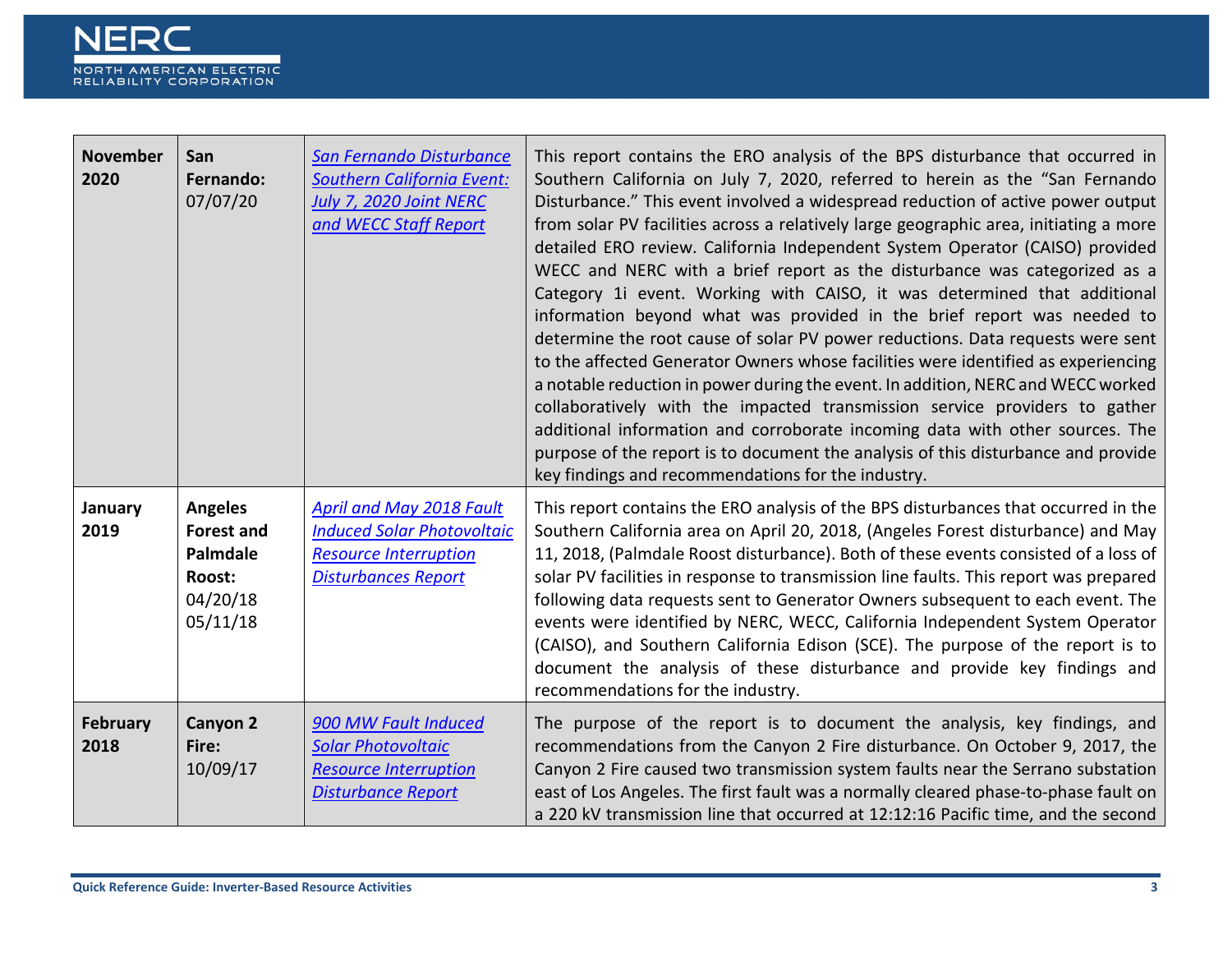| | | | |
|---|---|---|---|
| **November 2020** | **San Fernando:** 07/07/20 | *San Fernando Disturbance Southern California Event: July 7, 2020 Joint NERC and WECC Staff Report* | This report contains the ERO analysis of the BPS disturbance that occurred in Southern California on July 7, 2020, referred to herein as the "San Fernando Disturbance." This event involved a widespread reduction of active power output from solar PV facilities across a relatively large geographic area, initiating a more detailed ERO review. California Independent System Operator (CAISO) provided WECC and NERC with a brief report as the disturbance was categorized as a Category 1i event. Working with CAISO, it was determined that additional information beyond what was provided in the brief report was needed to determine the root cause of solar PV power reductions. Data requests were sent to the affected Generator Owners whose facilities were identified as experiencing a notable reduction in power during the event. In addition, NERC and WECC worked collaboratively with the impacted transmission service providers to gather additional information and corroborate incoming data with other sources. The purpose of the report is to document the analysis of this disturbance and provide key findings and recommendations for the industry. |
| **January 2019** | **Angeles Forest and Palmdale Roost:** 04/20/18 05/11/18 | *April and May 2018 Fault Induced Solar Photovoltaic Resource Interruption Disturbances Report* | This report contains the ERO analysis of the BPS disturbances that occurred in the Southern California area on April 20, 2018, (Angeles Forest disturbance) and May 11, 2018, (Palmdale Roost disturbance). Both of these events consisted of a loss of solar PV facilities in response to transmission line faults. This report was prepared following data requests sent to Generator Owners subsequent to each event. The events were identified by NERC, WECC, California Independent System Operator (CAISO), and Southern California Edison (SCE). The purpose of the report is to document the analysis of these disturbance and provide key findings and recommendations for the industry. |
| **February 2018** | **Canyon 2 Fire:** 10/09/17 | *900 MW Fault Induced Solar Photovoltaic Resource Interruption Disturbance Report* | The purpose of the report is to document the analysis, key findings, and recommendations from the Canyon 2 Fire disturbance. On October 9, 2017, the Canyon 2 Fire caused two transmission system faults near the Serrano substation east of Los Angeles. The first fault was a normally cleared phase-to-phase fault on a 220 kV transmission line that occurred at 12:12:16 Pacific time, and the second |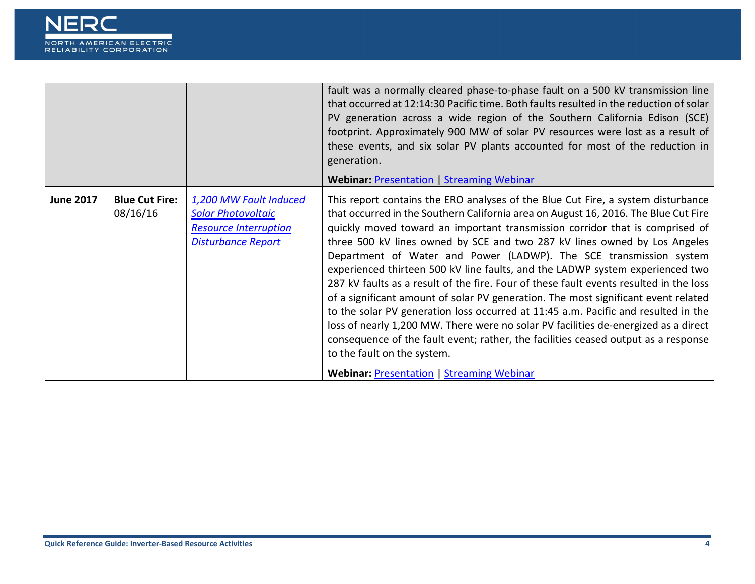| | | | |
|---|---|---|---|
| | | | fault was a normally cleared phase-to-phase fault on a 500 kV transmission line that occurred at 12:14:30 Pacific time. Both faults resulted in the reduction of solar PV generation across a wide region of the Southern California Edison (SCE) footprint. Approximately 900 MW of solar PV resources were lost as a result of these events, and six solar PV plants accounted for most of the reduction in generation. **Webinar:** Presentation \| Streaming Webinar |
| **June 2017** | **Blue Cut Fire:** 08/16/16 | *1,200 MW Fault Induced Solar Photovoltaic Resource Interruption Disturbance Report* | This report contains the ERO analyses of the Blue Cut Fire, a system disturbance that occurred in the Southern California area on August 16, 2016. The Blue Cut Fire quickly moved toward an important transmission corridor that is comprised of three 500 kV lines owned by SCE and two 287 kV lines owned by Los Angeles Department of Water and Power (LADWP). The SCE transmission system experienced thirteen 500 kV line faults, and the LADWP system experienced two 287 kV faults as a result of the fire. Four of these fault events resulted in the loss of a significant amount of solar PV generation. The most significant event related to the solar PV generation loss occurred at 11:45 a.m. Pacific and resulted in the loss of nearly 1,200 MW. There were no solar PV facilities de-energized as a direct consequence of the fault event; rather, the facilities ceased output as a response to the fault on the system. **Webinar:** Presentation \| Streaming Webinar |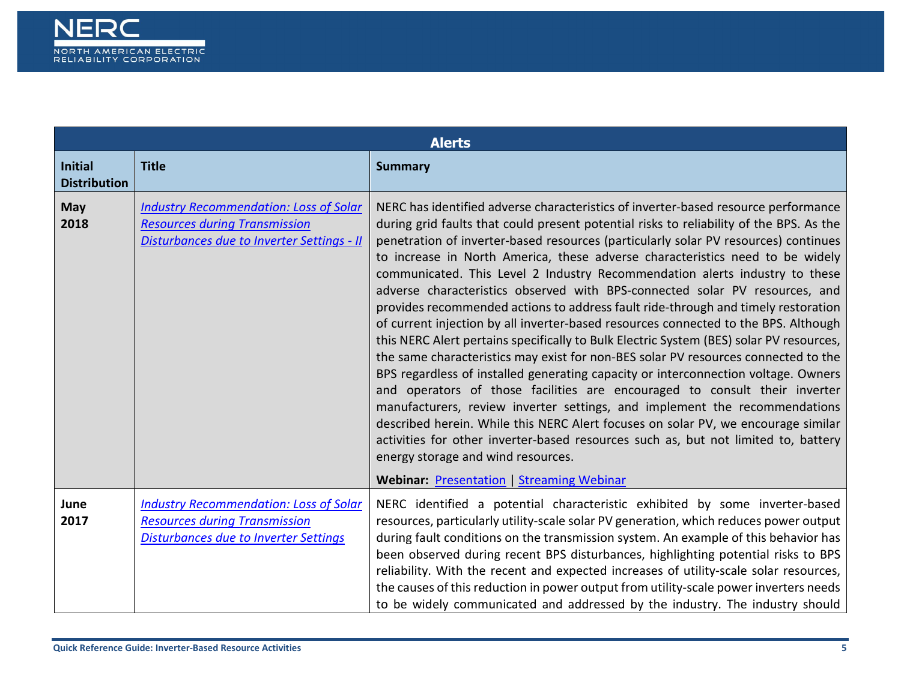| Alerts | | |
|---|---|---|
| **Initial Distribution** | **Title** | **Summary** |
| **May 2018** | *Industry Recommendation: Loss of Solar Resources during Transmission Disturbances due to Inverter Settings - II* | NERC has identified adverse characteristics of inverter-based resource performance during grid faults that could present potential risks to reliability of the BPS. As the penetration of inverter-based resources (particularly solar PV resources) continues to increase in North America, these adverse characteristics need to be widely communicated. This Level 2 Industry Recommendation alerts industry to these adverse characteristics observed with BPS-connected solar PV resources, and provides recommended actions to address fault ride-through and timely restoration of current injection by all inverter-based resources connected to the BPS. Although this NERC Alert pertains specifically to Bulk Electric System (BES) solar PV resources, the same characteristics may exist for non-BES solar PV resources connected to the BPS regardless of installed generating capacity or interconnection voltage. Owners and operators of those facilities are encouraged to consult their inverter manufacturers, review inverter settings, and implement the recommendations described herein. While this NERC Alert focuses on solar PV, we encourage similar activities for other inverter-based resources such as, but not limited to, battery energy storage and wind resources.<br><br>**Webinar:** Presentation \| Streaming Webinar |
| **June 2017** | *Industry Recommendation: Loss of Solar Resources during Transmission Disturbances due to Inverter Settings* | NERC identified a potential characteristic exhibited by some inverter-based resources, particularly utility-scale solar PV generation, which reduces power output during fault conditions on the transmission system. An example of this behavior has been observed during recent BPS disturbances, highlighting potential risks to BPS reliability. With the recent and expected increases of utility-scale solar resources, the causes of this reduction in power output from utility-scale power inverters needs to be widely communicated and addressed by the industry. The industry should |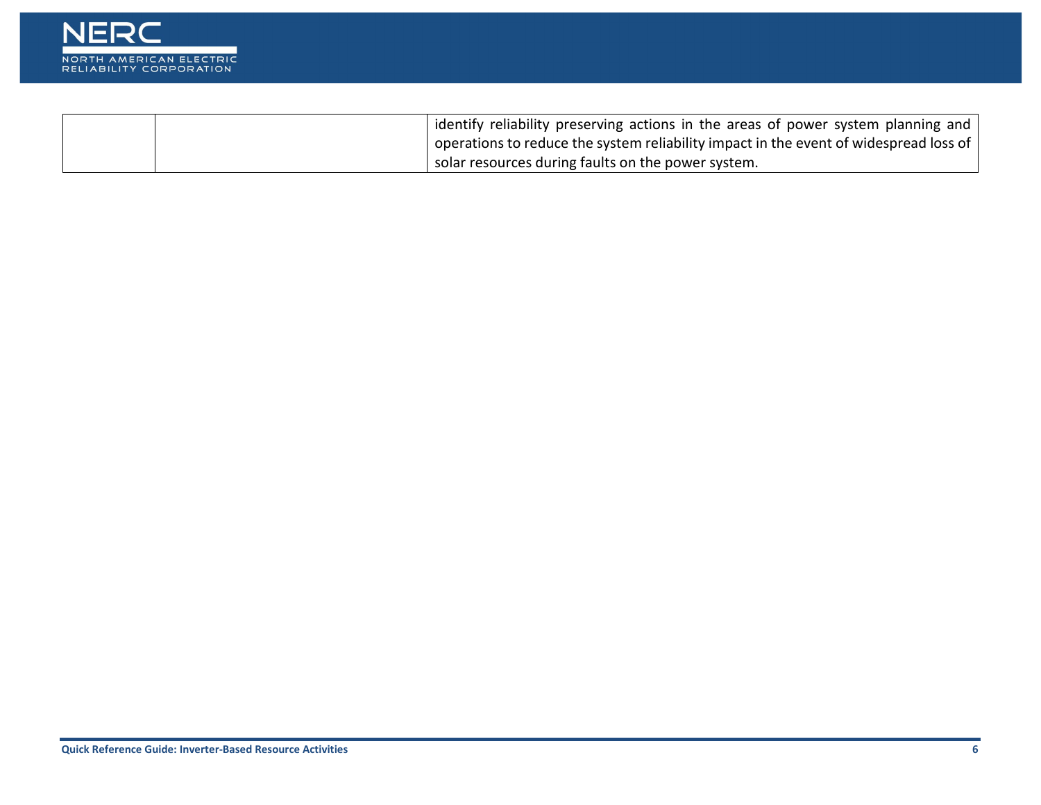| | | |
|---|---|---|
| | | identify reliability preserving actions in the areas of power system planning and operations to reduce the system reliability impact in the event of widespread loss of solar resources during faults on the power system. |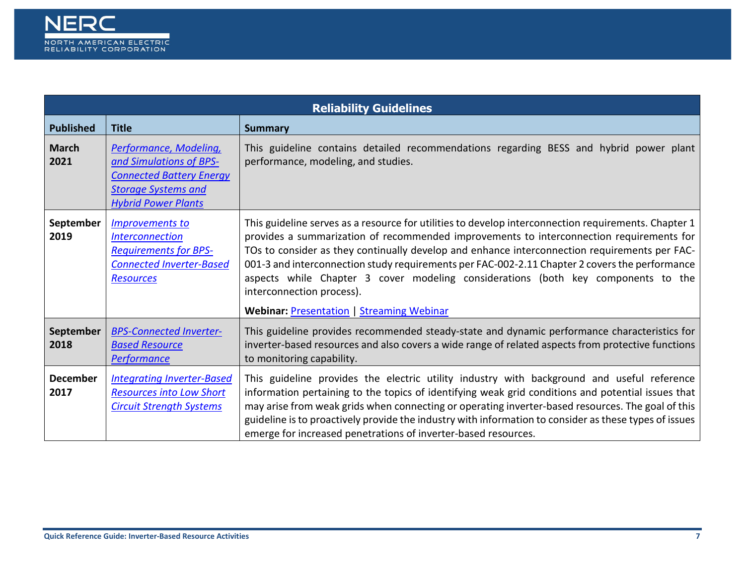| Reliability Guidelines | | |
|---|---|---|
| **Published** | **Title** | **Summary** |
| **March 2021** | *Performance, Modeling, and Simulations of BPS-Connected Battery Energy Storage Systems and Hybrid Power Plants* | This guideline contains detailed recommendations regarding BESS and hybrid power plant performance, modeling, and studies. |
| **September 2019** | *Improvements to Interconnection Requirements for BPS-Connected Inverter-Based Resources* | This guideline serves as a resource for utilities to develop interconnection requirements. Chapter 1 provides a summarization of recommended improvements to interconnection requirements for TOs to consider as they continually develop and enhance interconnection requirements per FAC-001-3 and interconnection study requirements per FAC-002-2.11 Chapter 2 covers the performance aspects while Chapter 3 cover modeling considerations (both key components to the interconnection process). **Webinar:** Presentation \| Streaming Webinar |
| **September 2018** | *BPS-Connected Inverter-Based Resource Performance* | This guideline provides recommended steady-state and dynamic performance characteristics for inverter-based resources and also covers a wide range of related aspects from protective functions to monitoring capability. |
| **December 2017** | *Integrating Inverter-Based Resources into Low Short Circuit Strength Systems* | This guideline provides the electric utility industry with background and useful reference information pertaining to the topics of identifying weak grid conditions and potential issues that may arise from weak grids when connecting or operating inverter-based resources. The goal of this guideline is to proactively provide the industry with information to consider as these types of issues emerge for increased penetrations of inverter-based resources. |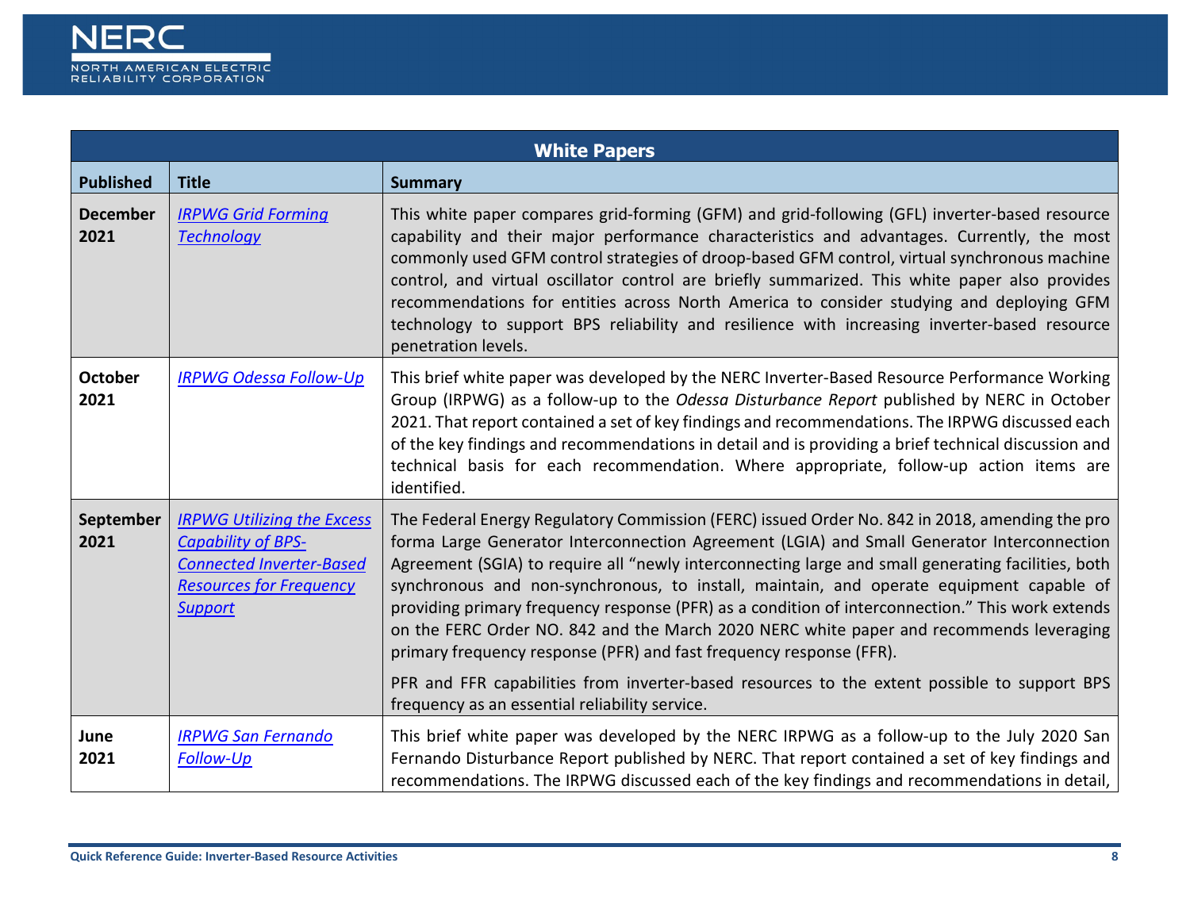| White Papers | | |
|---|---|---|
| **Published** | **Title** | **Summary** |
| **December 2021** | *IRPWG Grid Forming Technology* | This white paper compares grid-forming (GFM) and grid-following (GFL) inverter-based resource capability and their major performance characteristics and advantages. Currently, the most commonly used GFM control strategies of droop-based GFM control, virtual synchronous machine control, and virtual oscillator control are briefly summarized. This white paper also provides recommendations for entities across North America to consider studying and deploying GFM technology to support BPS reliability and resilience with increasing inverter-based resource penetration levels. |
| **October 2021** | *IRPWG Odessa Follow-Up* | This brief white paper was developed by the NERC Inverter-Based Resource Performance Working Group (IRPWG) as a follow-up to the *Odessa Disturbance Report* published by NERC in October 2021. That report contained a set of key findings and recommendations. The IRPWG discussed each of the key findings and recommendations in detail and is providing a brief technical discussion and technical basis for each recommendation. Where appropriate, follow-up action items are identified. |
| **September 2021** | *IRPWG Utilizing the Excess Capability of BPS-Connected Inverter-Based Resources for Frequency Support* | The Federal Energy Regulatory Commission (FERC) issued Order No. 842 in 2018, amending the pro forma Large Generator Interconnection Agreement (LGIA) and Small Generator Interconnection Agreement (SGIA) to require all "newly interconnecting large and small generating facilities, both synchronous and non-synchronous, to install, maintain, and operate equipment capable of providing primary frequency response (PFR) as a condition of interconnection." This work extends on the FERC Order NO. 842 and the March 2020 NERC white paper and recommends leveraging primary frequency response (PFR) and fast frequency response (FFR).<br><br>PFR and FFR capabilities from inverter-based resources to the extent possible to support BPS frequency as an essential reliability service. |
| **June 2021** | *IRPWG San Fernando Follow-Up* | This brief white paper was developed by the NERC IRPWG as a follow-up to the July 2020 San Fernando Disturbance Report published by NERC. That report contained a set of key findings and recommendations. The IRPWG discussed each of the key findings and recommendations in detail, |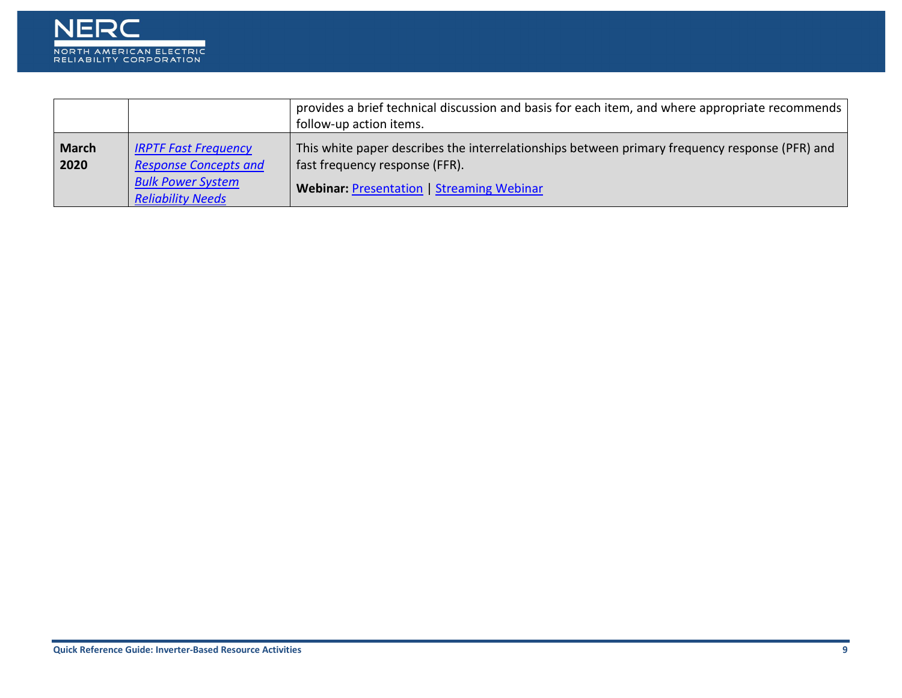| | | |
|---|---|---|
| | | provides a brief technical discussion and basis for each item, and where appropriate recommends follow-up action items. |
| **March 2020** | *IRPTF Fast Frequency Response Concepts and Bulk Power System Reliability Needs* | This white paper describes the interrelationships between primary frequency response (PFR) and fast frequency response (FFR).<br><br>**Webinar:** Presentation \| Streaming Webinar |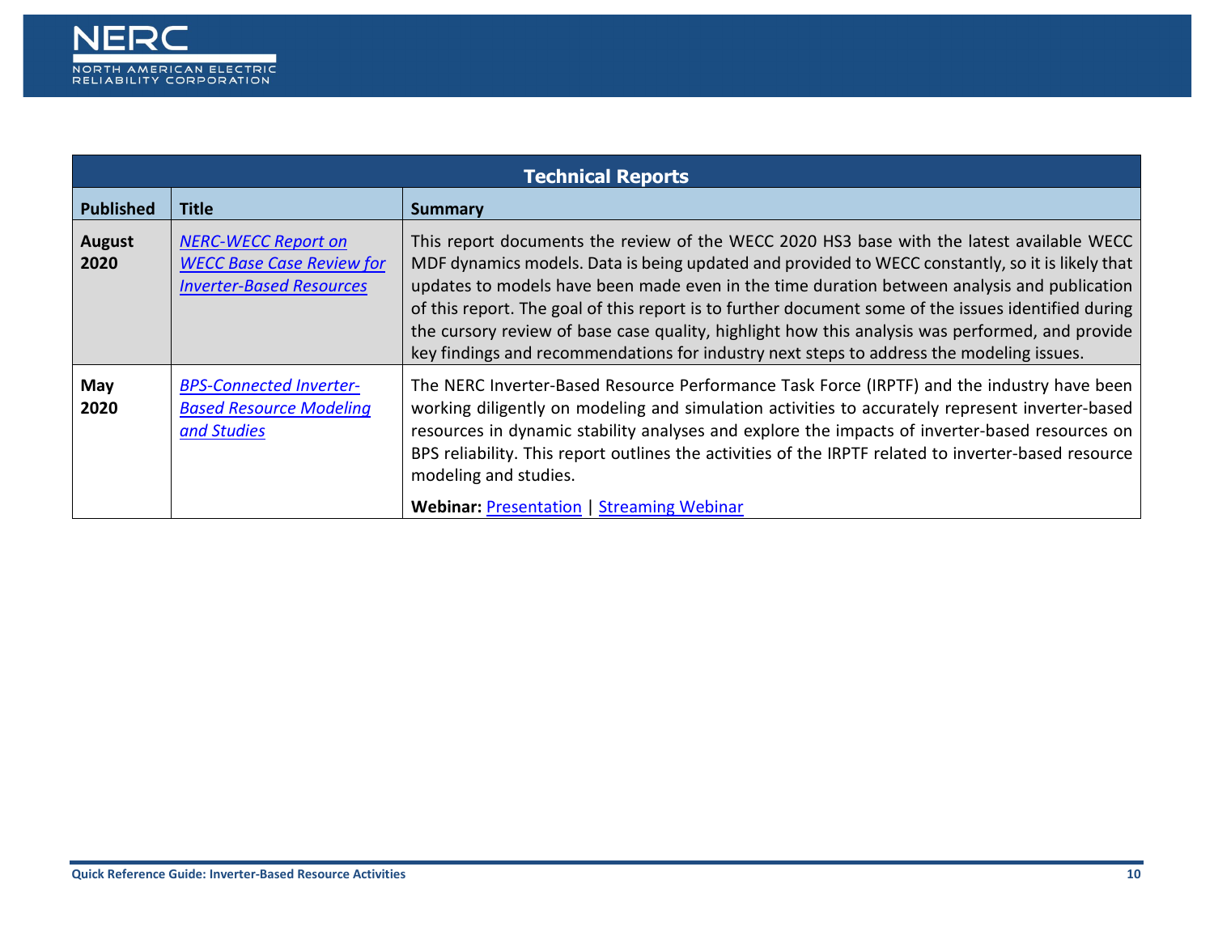| Technical Reports | | |
|---|---|---|
| **Published** | **Title** | **Summary** |
| **August 2020** | *NERC-WECC Report on WECC Base Case Review for Inverter-Based Resources* | This report documents the review of the WECC 2020 HS3 base with the latest available WECC MDF dynamics models. Data is being updated and provided to WECC constantly, so it is likely that updates to models have been made even in the time duration between analysis and publication of this report. The goal of this report is to further document some of the issues identified during the cursory review of base case quality, highlight how this analysis was performed, and provide key findings and recommendations for industry next steps to address the modeling issues. |
| **May 2020** | *BPS-Connected Inverter-Based Resource Modeling and Studies* | The NERC Inverter-Based Resource Performance Task Force (IRPTF) and the industry have been working diligently on modeling and simulation activities to accurately represent inverter-based resources in dynamic stability analyses and explore the impacts of inverter-based resources on BPS reliability. This report outlines the activities of the IRPTF related to inverter-based resource modeling and studies.<br><br>**Webinar:** Presentation \| Streaming Webinar |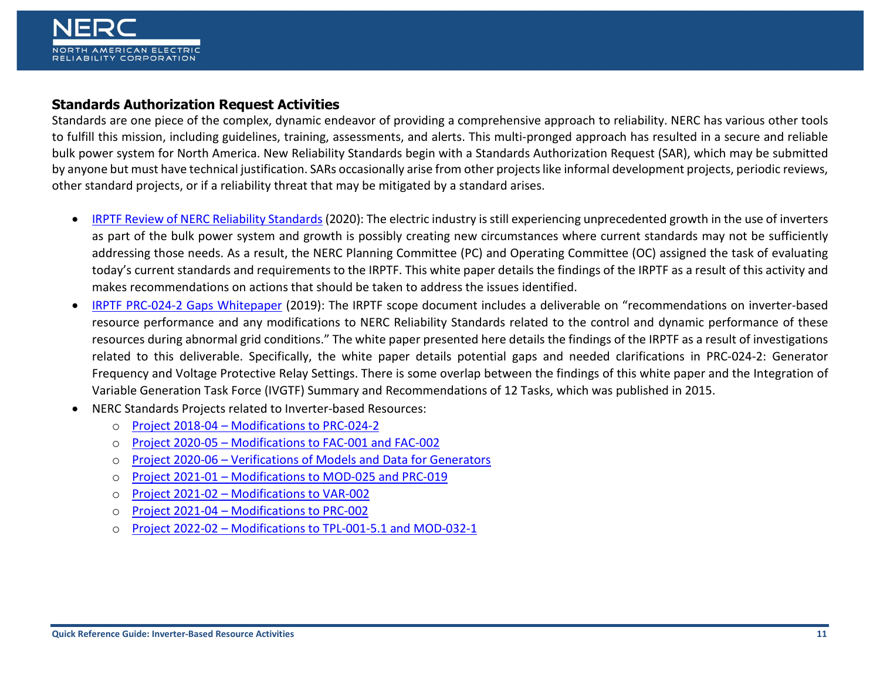## Standards Authorization Request Activities

Standards are one piece of the complex, dynamic endeavor of providing a comprehensive approach to reliability. NERC has various other tools to fulfill this mission, including guidelines, training, assessments, and alerts. This multi-pronged approach has resulted in a secure and reliable bulk power system for North America. New Reliability Standards begin with a Standards Authorization Request (SAR), which may be submitted by anyone but must have technical justification. SARs occasionally arise from other projects like informal development projects, periodic reviews, other standard projects, or if a reliability threat that may be mitigated by a standard arises.

- IRPTF Review of NERC Reliability Standards (2020): The electric industry is still experiencing unprecedented growth in the use of inverters as part of the bulk power system and growth is possibly creating new circumstances where current standards may not be sufficiently addressing those needs. As a result, the NERC Planning Committee (PC) and Operating Committee (OC) assigned the task of evaluating today's current standards and requirements to the IRPTF. This white paper details the findings of the IRPTF as a result of this activity and makes recommendations on actions that should be taken to address the issues identified.
- IRPTF PRC-024-2 Gaps Whitepaper (2019): The IRPTF scope document includes a deliverable on "recommendations on inverter-based resource performance and any modifications to NERC Reliability Standards related to the control and dynamic performance of these resources during abnormal grid conditions." The white paper presented here details the findings of the IRPTF as a result of investigations related to this deliverable. Specifically, the white paper details potential gaps and needed clarifications in PRC-024-2: Generator Frequency and Voltage Protective Relay Settings. There is some overlap between the findings of this white paper and the Integration of Variable Generation Task Force (IVGTF) Summary and Recommendations of 12 Tasks, which was published in 2015.
- NERC Standards Projects related to Inverter-based Resources:
  - Project 2018-04 – Modifications to PRC-024-2
  - Project 2020-05 – Modifications to FAC-001 and FAC-002
  - Project 2020-06 – Verifications of Models and Data for Generators
  - Project 2021-01 – Modifications to MOD-025 and PRC-019
  - Project 2021-02 – Modifications to VAR-002
  - Project 2021-04 – Modifications to PRC-002
  - Project 2022-02 – Modifications to TPL-001-5.1 and MOD-032-1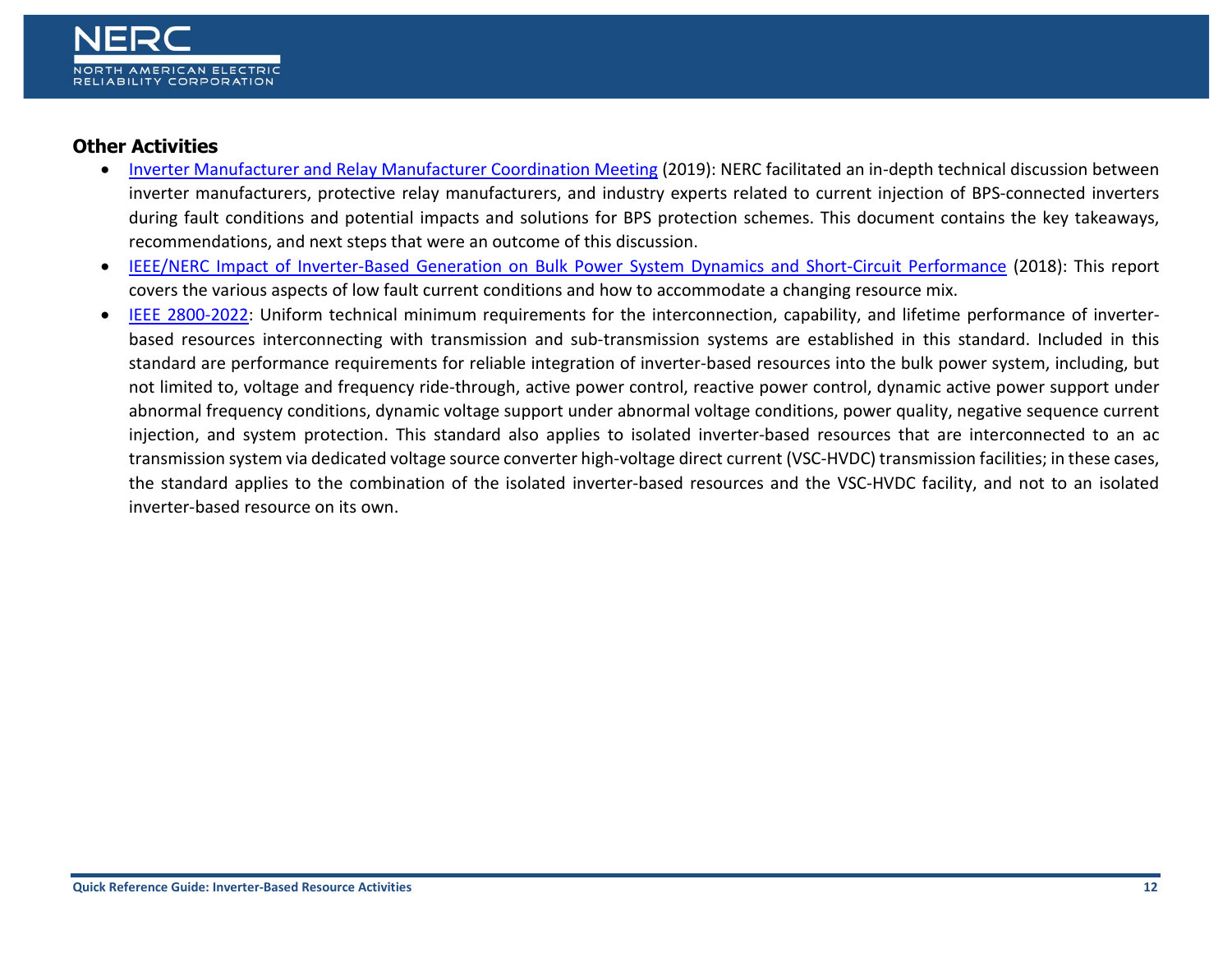## Other Activities

- Inverter Manufacturer and Relay Manufacturer Coordination Meeting (2019): NERC facilitated an in-depth technical discussion between inverter manufacturers, protective relay manufacturers, and industry experts related to current injection of BPS-connected inverters during fault conditions and potential impacts and solutions for BPS protection schemes. This document contains the key takeaways, recommendations, and next steps that were an outcome of this discussion.
- IEEE/NERC Impact of Inverter-Based Generation on Bulk Power System Dynamics and Short-Circuit Performance (2018): This report covers the various aspects of low fault current conditions and how to accommodate a changing resource mix.
- IEEE 2800-2022: Uniform technical minimum requirements for the interconnection, capability, and lifetime performance of inverter-based resources interconnecting with transmission and sub-transmission systems are established in this standard. Included in this standard are performance requirements for reliable integration of inverter-based resources into the bulk power system, including, but not limited to, voltage and frequency ride-through, active power control, reactive power control, dynamic active power support under abnormal frequency conditions, dynamic voltage support under abnormal voltage conditions, power quality, negative sequence current injection, and system protection. This standard also applies to isolated inverter-based resources that are interconnected to an ac transmission system via dedicated voltage source converter high-voltage direct current (VSC-HVDC) transmission facilities; in these cases, the standard applies to the combination of the isolated inverter-based resources and the VSC-HVDC facility, and not to an isolated inverter-based resource on its own.